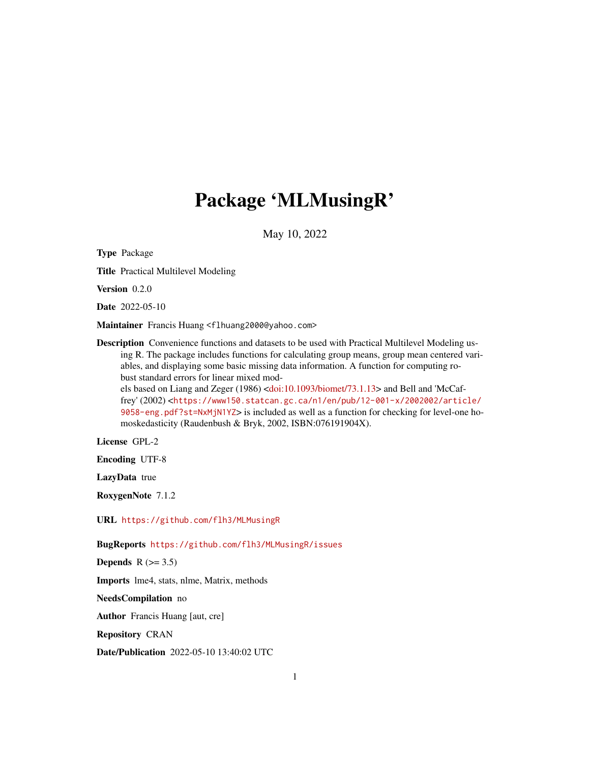# Package 'MLMusingR'

May 10, 2022

**Type** Package

**Title** Practical Multilevel Modeling

**Version** 0.2.0

**Date** 2022-05-10

**Maintainer** Francis Huang <flhuang2000@yahoo.com>

**Description** Convenience functions and datasets to be used with Practical Multilevel Modeling using R. The package includes functions for calculating group means, group mean centered variables, and displaying some basic missing data information. A function for computing robust standard errors for linear mixed models based on Liang and Zeger (1986) <doi:10.1093/biomet/73.1.13> and Bell and 'McCaffrey' (2002) <https://www150.statcan.gc.ca/n1/en/pub/12-001-x/2002002/article/9058-eng.pdf?st=NxMjN1YZ> is included as well as a function for checking for level-one homoskedasticity (Raudenbush & Bryk, 2002, ISBN:076191904X).

**License** GPL-2

**Encoding** UTF-8

**LazyData** true

**RoxygenNote** 7.1.2

**URL** https://github.com/flh3/MLMusingR

**BugReports** https://github.com/flh3/MLMusingR/issues

**Depends** R (>= 3.5)

**Imports** lme4, stats, nlme, Matrix, methods

**NeedsCompilation** no

**Author** Francis Huang [aut, cre]

**Repository** CRAN

**Date/Publication** 2022-05-10 13:40:02 UTC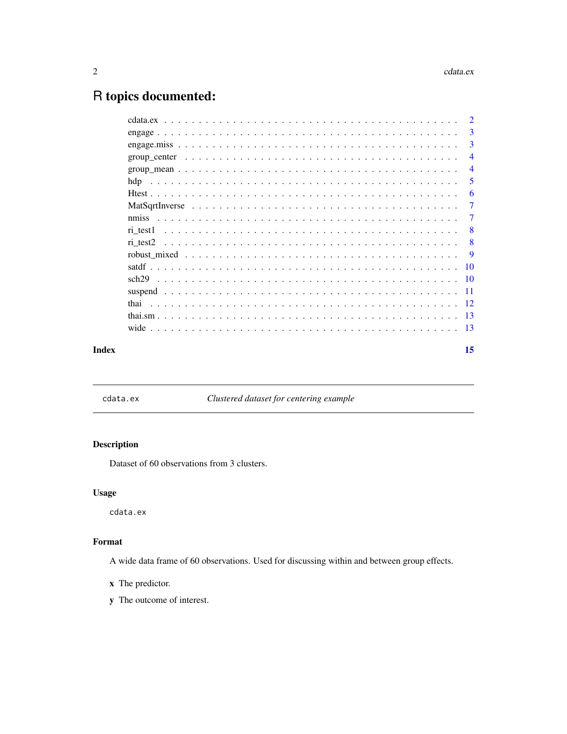# R topics documented:

| | |
|---|---|
| cdata.ex | 2 |
| engage | 3 |
| engage.miss | 3 |
| group_center | 4 |
| group_mean | 4 |
| hdp | 5 |
| Htest | 6 |
| MatSqrtInverse | 7 |
| nmiss | 7 |
| ri_test1 | 8 |
| ri_test2 | 8 |
| robust_mixed | 9 |
| satdf | 10 |
| sch29 | 10 |
| suspend | 11 |
| thai | 12 |
| thai.sm | 13 |
| wide | 13 |

**Index** **15**

---

## cdata.ex — *Clustered dataset for centering example*

### Description

Dataset of 60 observations from 3 clusters.

### Usage

```
cdata.ex
```

### Format

A wide data frame of 60 observations. Used for discussing within and between group effects.

**x** The predictor.

**y** The outcome of interest.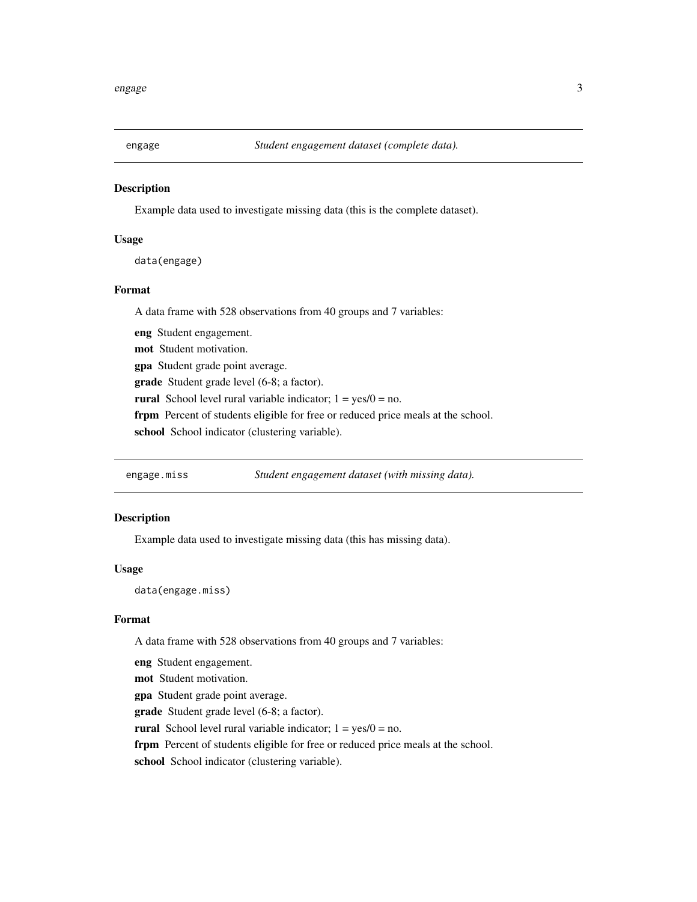## engage — *Student engagement dataset (complete data).*

### Description

Example data used to investigate missing data (this is the complete dataset).

### Usage

```
data(engage)
```

### Format

A data frame with 528 observations from 40 groups and 7 variables:

**eng** Student engagement.

**mot** Student motivation.

**gpa** Student grade point average.

**grade** Student grade level (6-8; a factor).

**rural** School level rural variable indicator; 1 = yes/0 = no.

**frpm** Percent of students eligible for free or reduced price meals at the school.

**school** School indicator (clustering variable).

## engage.miss — *Student engagement dataset (with missing data).*

### Description

Example data used to investigate missing data (this has missing data).

### Usage

```
data(engage.miss)
```

### Format

A data frame with 528 observations from 40 groups and 7 variables:

**eng** Student engagement.

**mot** Student motivation.

**gpa** Student grade point average.

**grade** Student grade level (6-8; a factor).

**rural** School level rural variable indicator; 1 = yes/0 = no.

**frpm** Percent of students eligible for free or reduced price meals at the school.

**school** School indicator (clustering variable).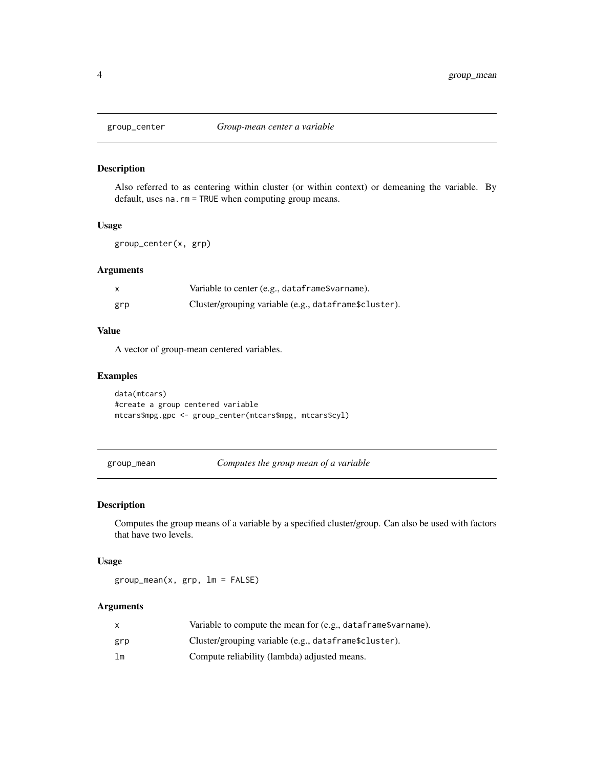## group_center — *Group-mean center a variable*

### Description

Also referred to as centering within cluster (or within context) or demeaning the variable. By default, uses `na.rm = TRUE` when computing group means.

### Usage

```
group_center(x, grp)
```

### Arguments

| | |
|---|---|
| `x` | Variable to center (e.g., `dataframe$varname`). |
| `grp` | Cluster/grouping variable (e.g., `dataframe$cluster`). |

### Value

A vector of group-mean centered variables.

### Examples

```
data(mtcars)
#create a group centered variable
mtcars$mpg.gpc <- group_center(mtcars$mpg, mtcars$cyl)
```

## group_mean — *Computes the group mean of a variable*

### Description

Computes the group means of a variable by a specified cluster/group. Can also be used with factors that have two levels.

### Usage

```
group_mean(x, grp, lm = FALSE)
```

### Arguments

| | |
|---|---|
| `x` | Variable to compute the mean for (e.g., `dataframe$varname`). |
| `grp` | Cluster/grouping variable (e.g., `dataframe$cluster`). |
| `lm` | Compute reliability (lambda) adjusted means. |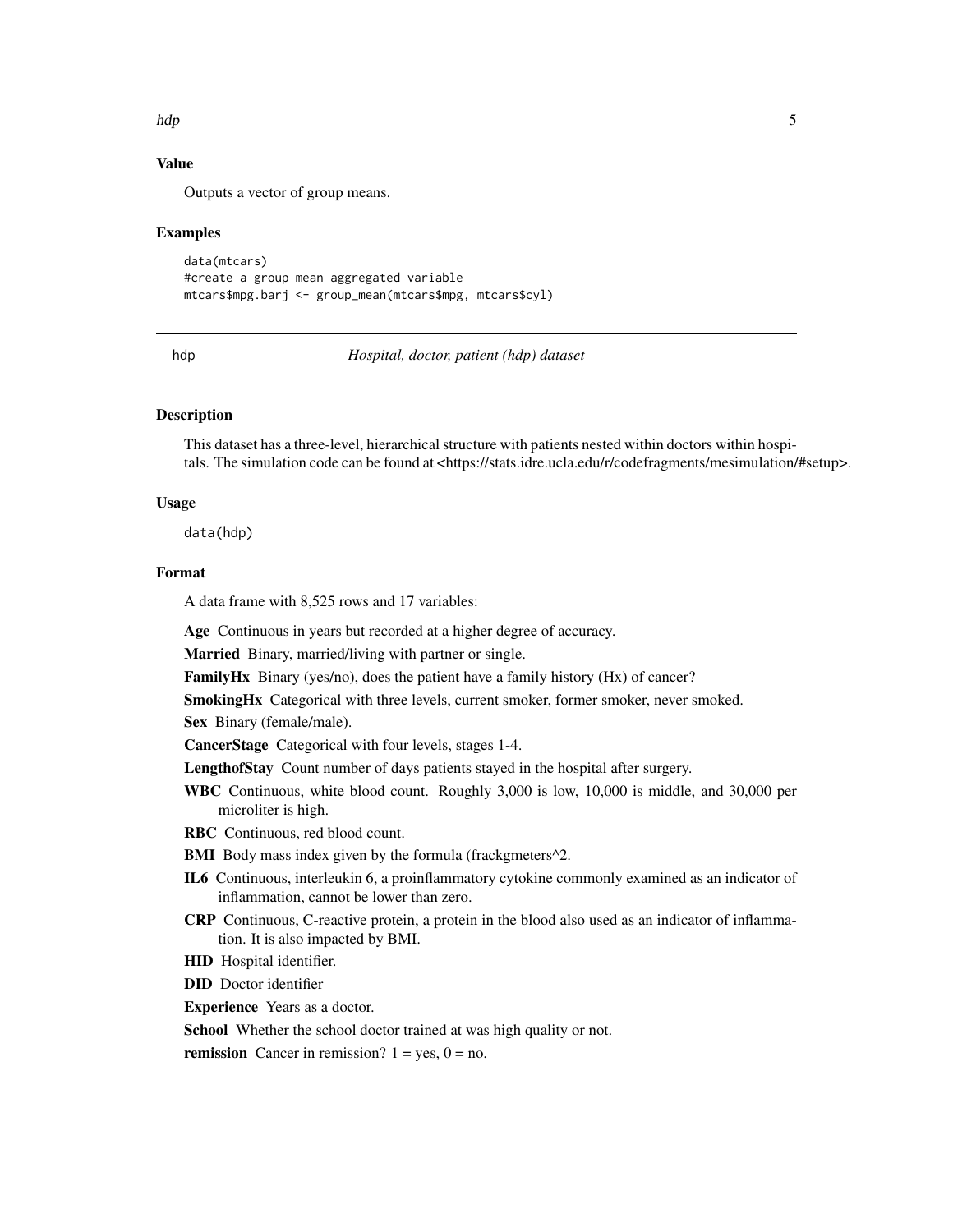### Value

Outputs a vector of group means.

### Examples

```
data(mtcars)
#create a group mean aggregated variable
mtcars$mpg.barj <- group_mean(mtcars$mpg, mtcars$cyl)
```

---

## hdp — *Hospital, doctor, patient (hdp) dataset*

---

### Description

This dataset has a three-level, hierarchical structure with patients nested within doctors within hospitals. The simulation code can be found at <https://stats.idre.ucla.edu/r/codefragments/mesimulation/#setup>.

### Usage

```
data(hdp)
```

### Format

A data frame with 8,525 rows and 17 variables:

**Age** Continuous in years but recorded at a higher degree of accuracy.

**Married** Binary, married/living with partner or single.

**FamilyHx** Binary (yes/no), does the patient have a family history (Hx) of cancer?

**SmokingHx** Categorical with three levels, current smoker, former smoker, never smoked.

**Sex** Binary (female/male).

**CancerStage** Categorical with four levels, stages 1-4.

**LengthofStay** Count number of days patients stayed in the hospital after surgery.

**WBC** Continuous, white blood count. Roughly 3,000 is low, 10,000 is middle, and 30,000 per microliter is high.

**RBC** Continuous, red blood count.

**BMI** Body mass index given by the formula (frackgmeters^2.

**IL6** Continuous, interleukin 6, a proinflammatory cytokine commonly examined as an indicator of inflammation, cannot be lower than zero.

**CRP** Continuous, C-reactive protein, a protein in the blood also used as an indicator of inflammation. It is also impacted by BMI.

**HID** Hospital identifier.

**DID** Doctor identifier

**Experience** Years as a doctor.

**School** Whether the school doctor trained at was high quality or not.

**remission** Cancer in remission? 1 = yes, 0 = no.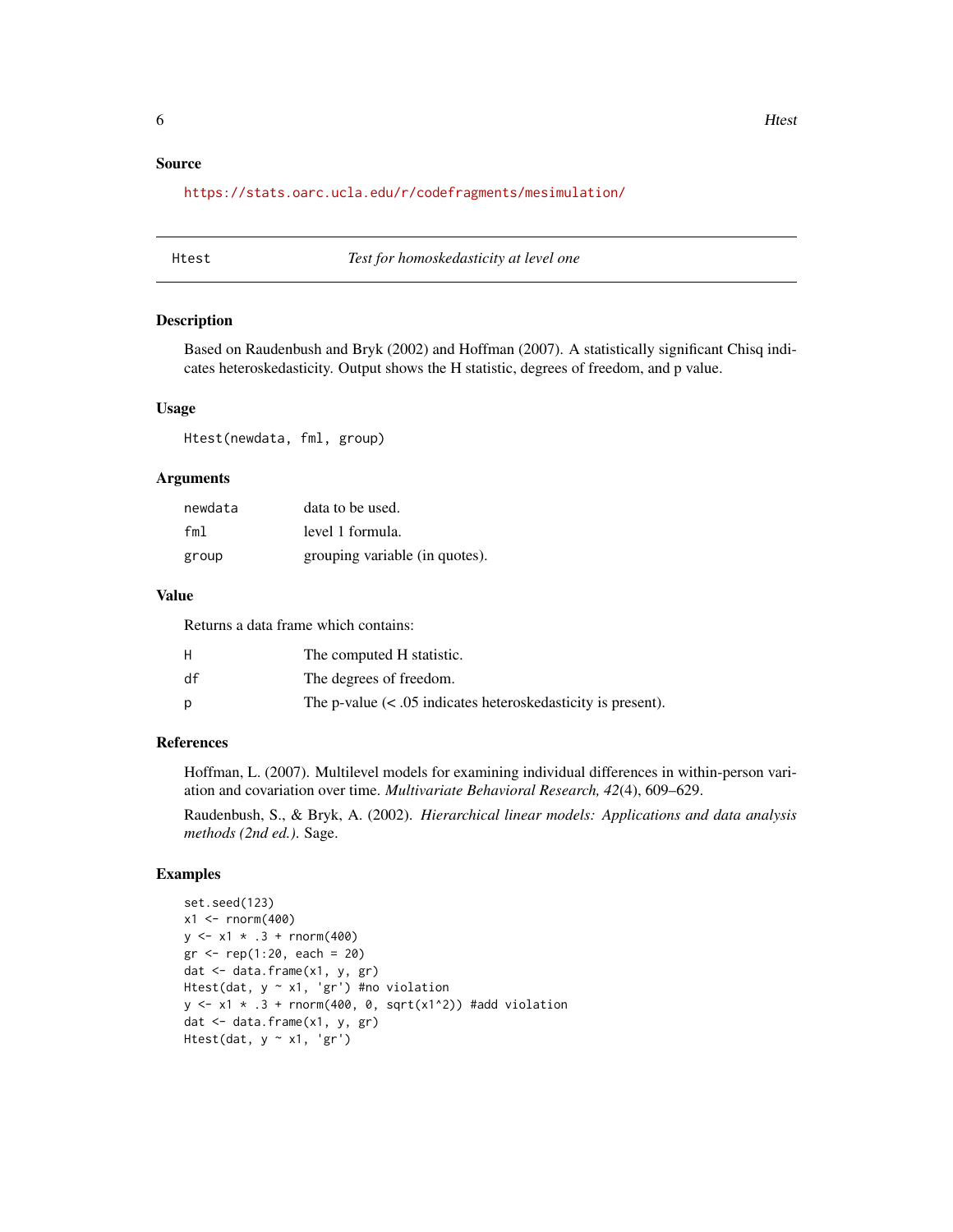## Source

https://stats.oarc.ucla.edu/r/codefragments/mesimulation/

---

## Htest — *Test for homoskedasticity at level one*

### Description

Based on Raudenbush and Bryk (2002) and Hoffman (2007). A statistically significant Chisq indicates heteroskedasticity. Output shows the H statistic, degrees of freedom, and p value.

### Usage

```
Htest(newdata, fml, group)
```

### Arguments

| | |
|---|---|
| newdata | data to be used. |
| fml | level 1 formula. |
| group | grouping variable (in quotes). |

### Value

Returns a data frame which contains:

| | |
|---|---|
| H | The computed H statistic. |
| df | The degrees of freedom. |
| p | The p-value (< .05 indicates heteroskedasticity is present). |

### References

Hoffman, L. (2007). Multilevel models for examining individual differences in within-person variation and covariation over time. *Multivariate Behavioral Research, 42*(4), 609–629.

Raudenbush, S., & Bryk, A. (2002). *Hierarchical linear models: Applications and data analysis methods (2nd ed.)*. Sage.

### Examples

```
set.seed(123)
x1 <- rnorm(400)
y <- x1 * .3 + rnorm(400)
gr <- rep(1:20, each = 20)
dat <- data.frame(x1, y, gr)
Htest(dat, y ~ x1, 'gr') #no violation
y <- x1 * .3 + rnorm(400, 0, sqrt(x1^2)) #add violation
dat <- data.frame(x1, y, gr)
Htest(dat, y ~ x1, 'gr')
```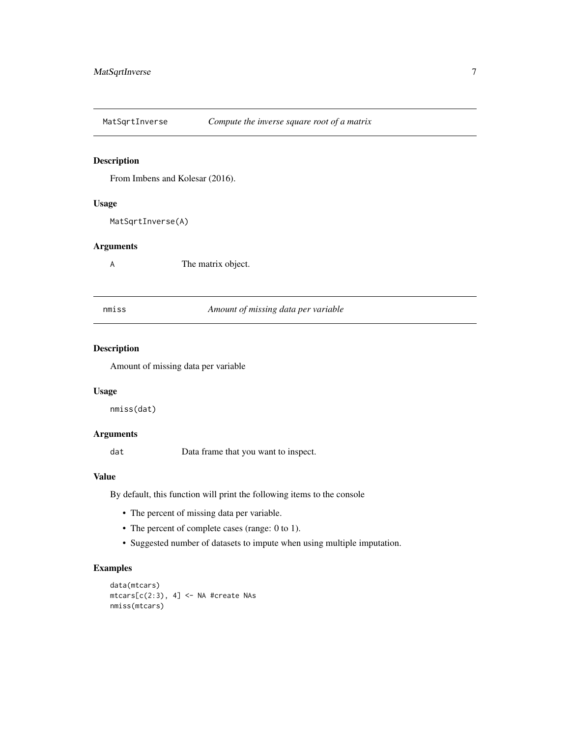## MatSqrtInverse *Compute the inverse square root of a matrix*

### Description

From Imbens and Kolesar (2016).

### Usage

```
MatSqrtInverse(A)
```

### Arguments

| | |
|---|---|
| `A` | The matrix object. |

## nmiss *Amount of missing data per variable*

### Description

Amount of missing data per variable

### Usage

```
nmiss(dat)
```

### Arguments

| | |
|---|---|
| `dat` | Data frame that you want to inspect. |

### Value

By default, this function will print the following items to the console

- The percent of missing data per variable.
- The percent of complete cases (range: 0 to 1).
- Suggested number of datasets to impute when using multiple imputation.

### Examples

```
data(mtcars)
mtcars[c(2:3), 4] <- NA #create NAs
nmiss(mtcars)
```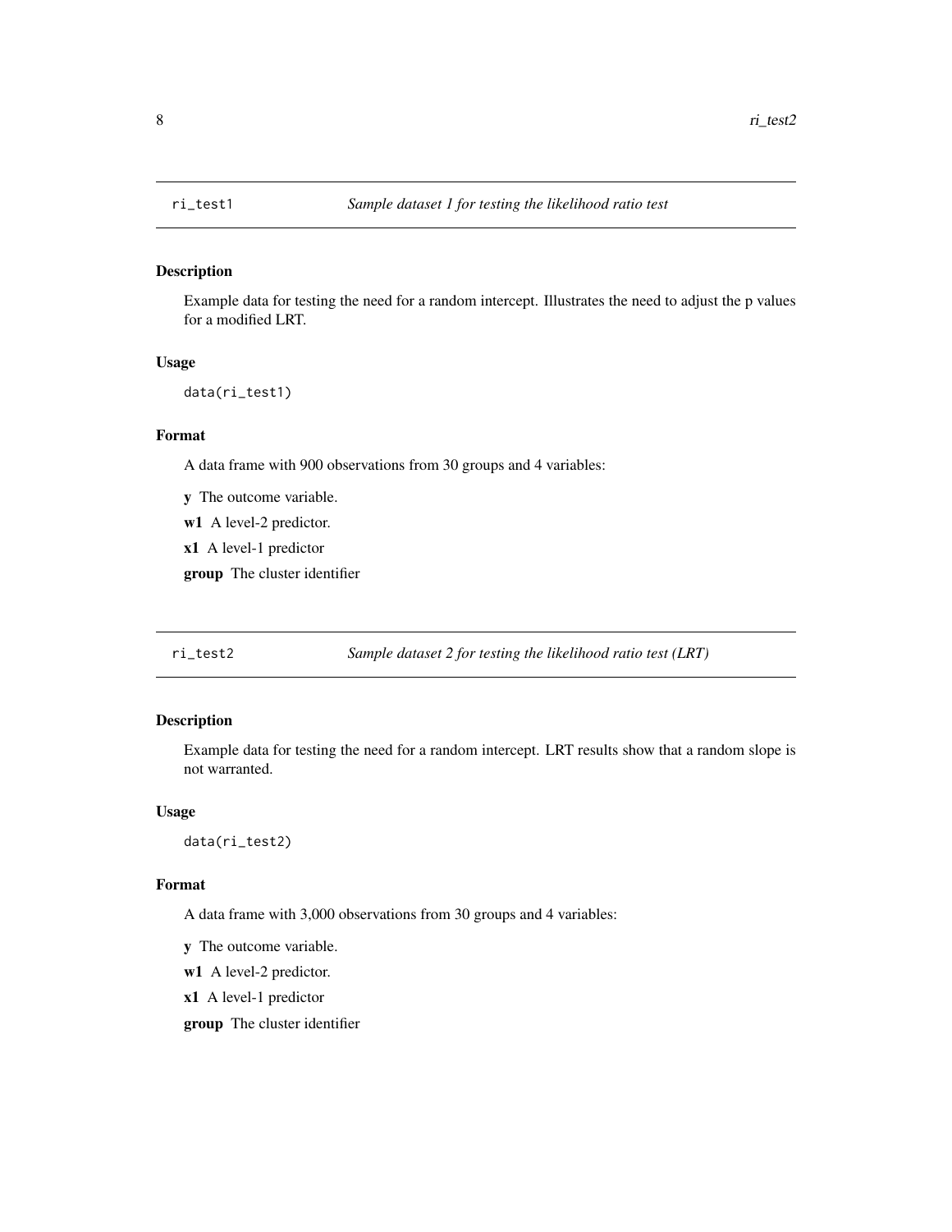## ri_test1 *Sample dataset 1 for testing the likelihood ratio test*

### Description

Example data for testing the need for a random intercept. Illustrates the need to adjust the p values for a modified LRT.

### Usage

```
data(ri_test1)
```

### Format

A data frame with 900 observations from 30 groups and 4 variables:

**y** The outcome variable.

**w1** A level-2 predictor.

**x1** A level-1 predictor

**group** The cluster identifier

## ri_test2 *Sample dataset 2 for testing the likelihood ratio test (LRT)*

### Description

Example data for testing the need for a random intercept. LRT results show that a random slope is not warranted.

### Usage

```
data(ri_test2)
```

### Format

A data frame with 3,000 observations from 30 groups and 4 variables:

**y** The outcome variable.

**w1** A level-2 predictor.

**x1** A level-1 predictor

**group** The cluster identifier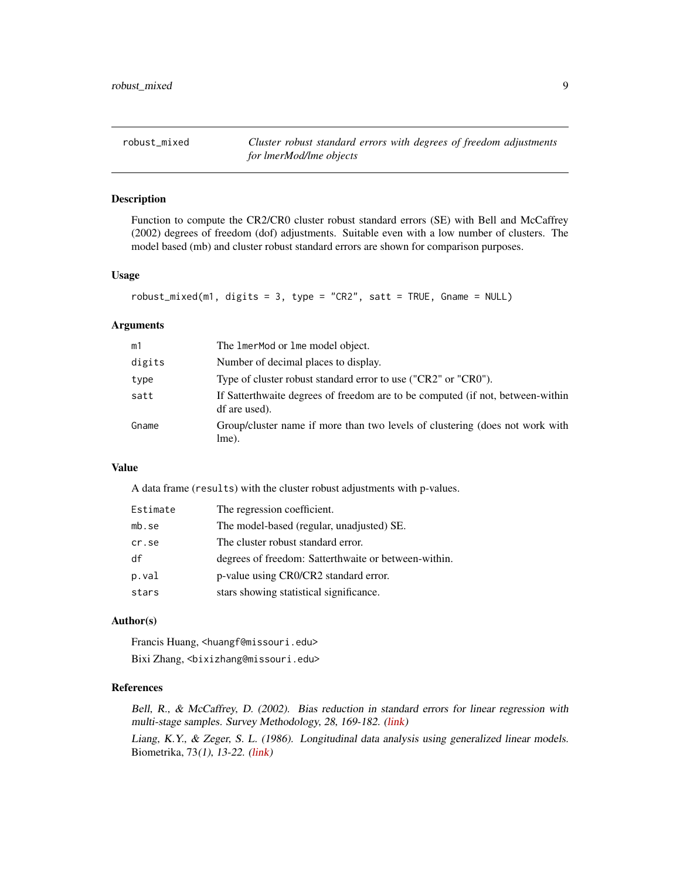## robust_mixed — *Cluster robust standard errors with degrees of freedom adjustments for lmerMod/lme objects*

### Description

Function to compute the CR2/CR0 cluster robust standard errors (SE) with Bell and McCaffrey (2002) degrees of freedom (dof) adjustments. Suitable even with a low number of clusters. The model based (mb) and cluster robust standard errors are shown for comparison purposes.

### Usage

```
robust_mixed(m1, digits = 3, type = "CR2", satt = TRUE, Gname = NULL)
```

### Arguments

| | |
|---|---|
| `m1` | The `lmerMod` or `lme` model object. |
| `digits` | Number of decimal places to display. |
| `type` | Type of cluster robust standard error to use ("CR2" or "CR0"). |
| `satt` | If Satterthwaite degrees of freedom are to be computed (if not, between-within df are used). |
| `Gname` | Group/cluster name if more than two levels of clustering (does not work with lme). |

### Value

A data frame (`results`) with the cluster robust adjustments with p-values.

| | |
|---|---|
| `Estimate` | The regression coefficient. |
| `mb.se` | The model-based (regular, unadjusted) SE. |
| `cr.se` | The cluster robust standard error. |
| `df` | degrees of freedom: Satterthwaite or between-within. |
| `p.val` | p-value using CR0/CR2 standard error. |
| `stars` | stars showing statistical significance. |

### Author(s)

Francis Huang, <huangf@missouri.edu>

Bixi Zhang, <bixizhang@missouri.edu>

### References

*Bell, R., & McCaffrey, D. (2002). Bias reduction in standard errors for linear regression with multi-stage samples. Survey Methodology, 28, 169-182. (link)*

*Liang, K.Y., & Zeger, S. L. (1986). Longitudinal data analysis using generalized linear models.* Biometrika, 73*(1), 13-22. (link)*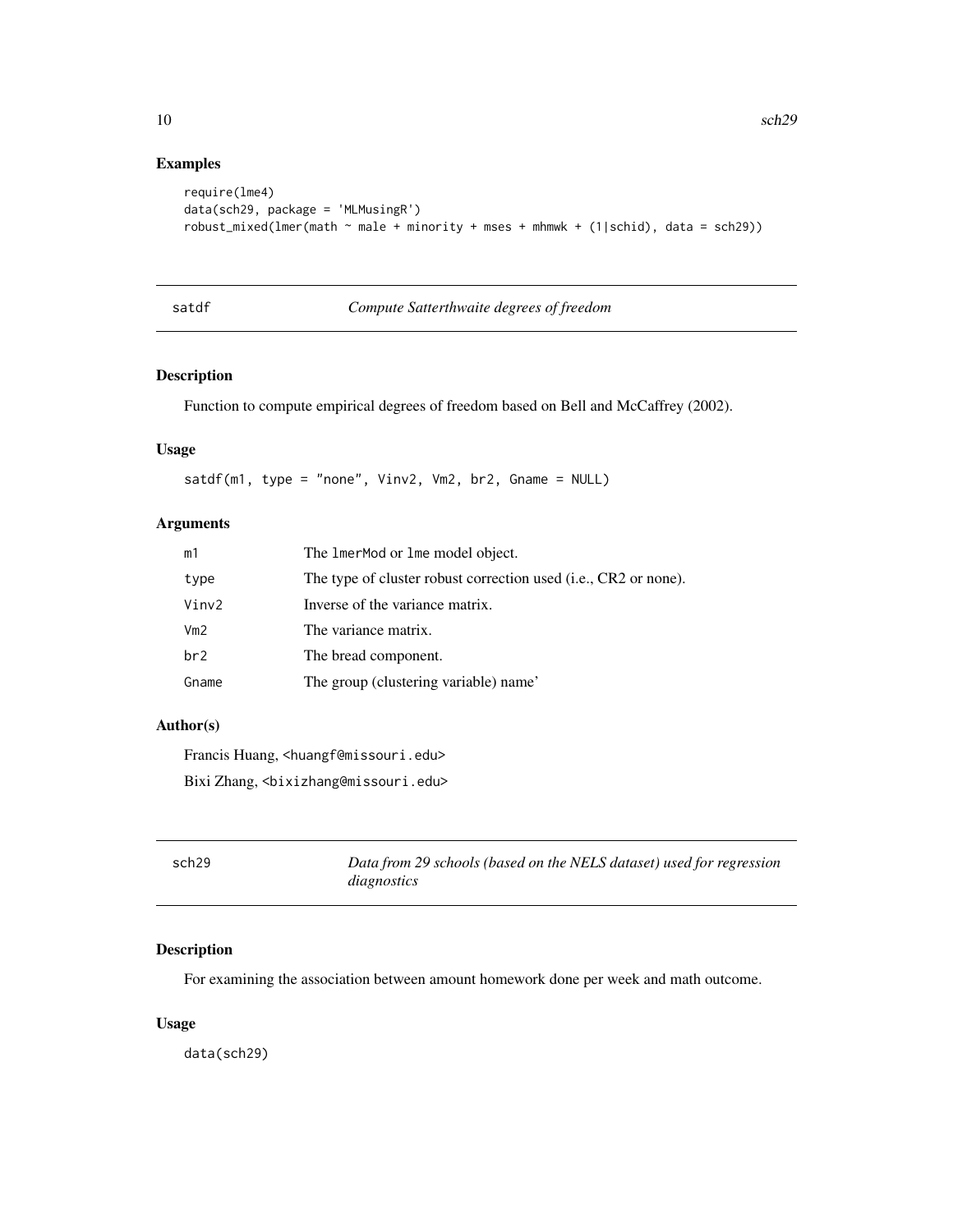## Examples

```
require(lme4)
data(sch29, package = 'MLMusingR')
robust_mixed(lmer(math ~ male + minority + mses + mhmwk + (1|schid), data = sch29))
```

## satdf — *Compute Satterthwaite degrees of freedom*

### Description

Function to compute empirical degrees of freedom based on Bell and McCaffrey (2002).

### Usage

```
satdf(m1, type = "none", Vinv2, Vm2, br2, Gname = NULL)
```

### Arguments

| | |
|---|---|
| m1 | The lmerMod or lme model object. |
| type | The type of cluster robust correction used (i.e., CR2 or none). |
| Vinv2 | Inverse of the variance matrix. |
| Vm2 | The variance matrix. |
| br2 | The bread component. |
| Gname | The group (clustering variable) name' |

### Author(s)

Francis Huang, <huangf@missouri.edu>

Bixi Zhang, <bixizhang@missouri.edu>

## sch29 — *Data from 29 schools (based on the NELS dataset) used for regression diagnostics*

### Description

For examining the association between amount homework done per week and math outcome.

### Usage

```
data(sch29)
```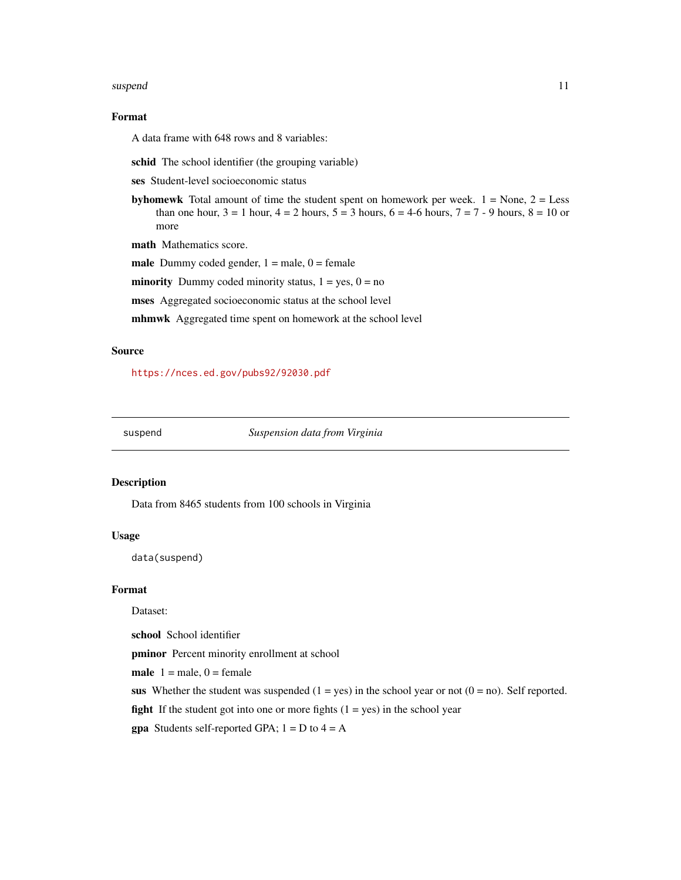### Format

A data frame with 648 rows and 8 variables:

**schid** The school identifier (the grouping variable)

**ses** Student-level socioeconomic status

**byhomewk** Total amount of time the student spent on homework per week. 1 = None, 2 = Less than one hour, 3 = 1 hour, 4 = 2 hours, 5 = 3 hours, 6 = 4-6 hours, 7 = 7 - 9 hours, 8 = 10 or more

**math** Mathematics score.

**male** Dummy coded gender, 1 = male, 0 = female

**minority** Dummy coded minority status, 1 = yes, 0 = no

**mses** Aggregated socioeconomic status at the school level

**mhmwk** Aggregated time spent on homework at the school level

### Source

https://nces.ed.gov/pubs92/92030.pdf

---

## suspend — *Suspension data from Virginia*

### Description

Data from 8465 students from 100 schools in Virginia

### Usage

```
data(suspend)
```

### Format

Dataset:

**school** School identifier

**pminor** Percent minority enrollment at school

**male** 1 = male, 0 = female

**sus** Whether the student was suspended (1 = yes) in the school year or not (0 = no). Self reported.

**fight** If the student got into one or more fights (1 = yes) in the school year

**gpa** Students self-reported GPA; 1 = D to 4 = A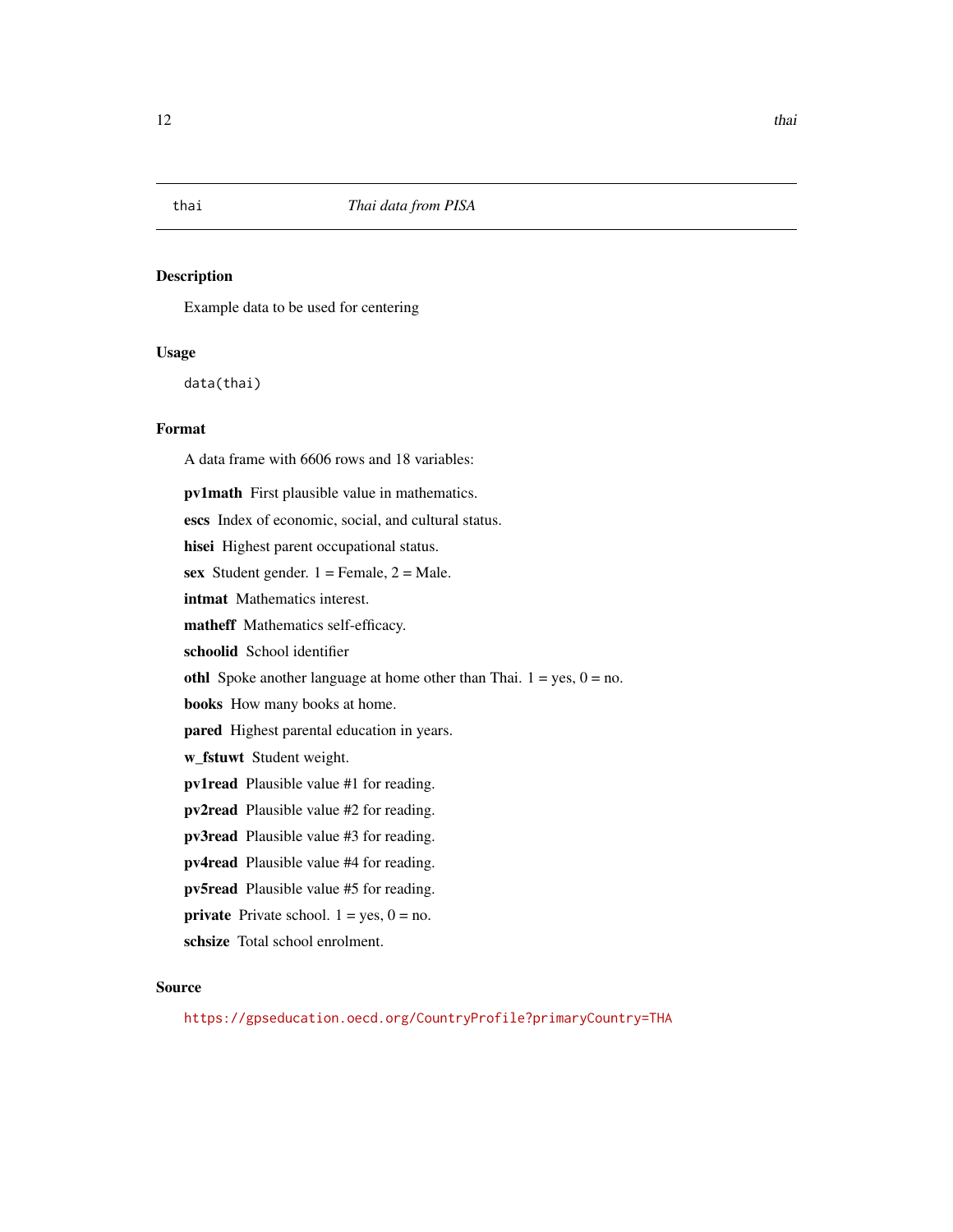# thai — *Thai data from PISA*

## Description

Example data to be used for centering

## Usage

```
data(thai)
```

## Format

A data frame with 6606 rows and 18 variables:

**pv1math** First plausible value in mathematics.

**escs** Index of economic, social, and cultural status.

**hisei** Highest parent occupational status.

**sex** Student gender. 1 = Female, 2 = Male.

**intmat** Mathematics interest.

**matheff** Mathematics self-efficacy.

**schoolid** School identifier

**othl** Spoke another language at home other than Thai. 1 = yes, 0 = no.

**books** How many books at home.

**pared** Highest parental education in years.

**w_fstuwt** Student weight.

**pv1read** Plausible value #1 for reading.

**pv2read** Plausible value #2 for reading.

**pv3read** Plausible value #3 for reading.

**pv4read** Plausible value #4 for reading.

**pv5read** Plausible value #5 for reading.

**private** Private school. 1 = yes, 0 = no.

**schsize** Total school enrolment.

## Source

https://gpseducation.oecd.org/CountryProfile?primaryCountry=THA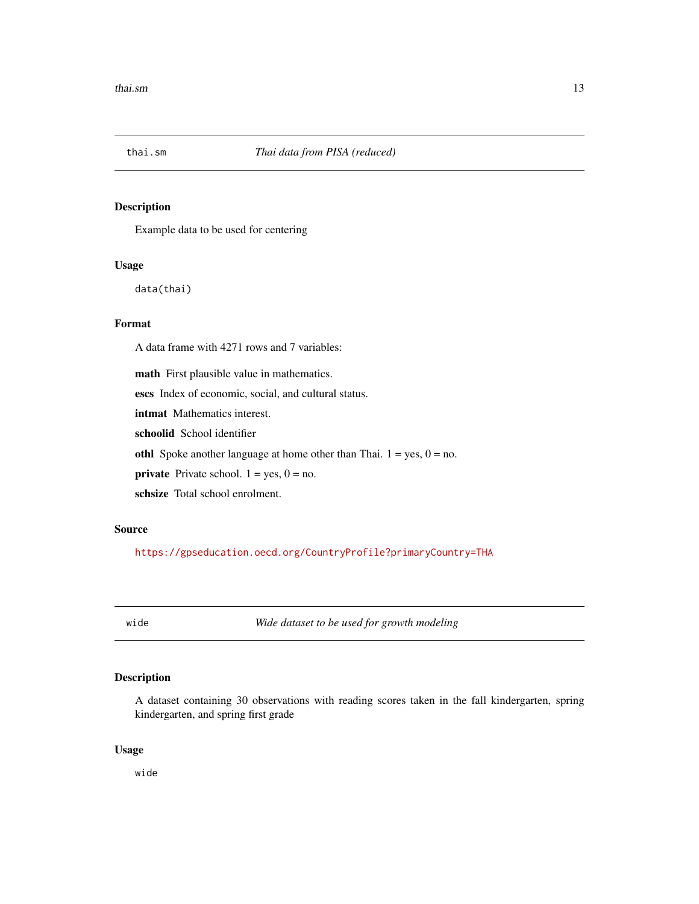## thai.sm *Thai data from PISA (reduced)*

### Description

Example data to be used for centering

### Usage

```
data(thai)
```

### Format

A data frame with 4271 rows and 7 variables:

**math** First plausible value in mathematics.

**escs** Index of economic, social, and cultural status.

**intmat** Mathematics interest.

**schoolid** School identifier

**othl** Spoke another language at home other than Thai. 1 = yes, 0 = no.

**private** Private school. 1 = yes, 0 = no.

**schsize** Total school enrolment.

### Source

https://gpseducation.oecd.org/CountryProfile?primaryCountry=THA

## wide *Wide dataset to be used for growth modeling*

### Description

A dataset containing 30 observations with reading scores taken in the fall kindergarten, spring kindergarten, and spring first grade

### Usage

```
wide
```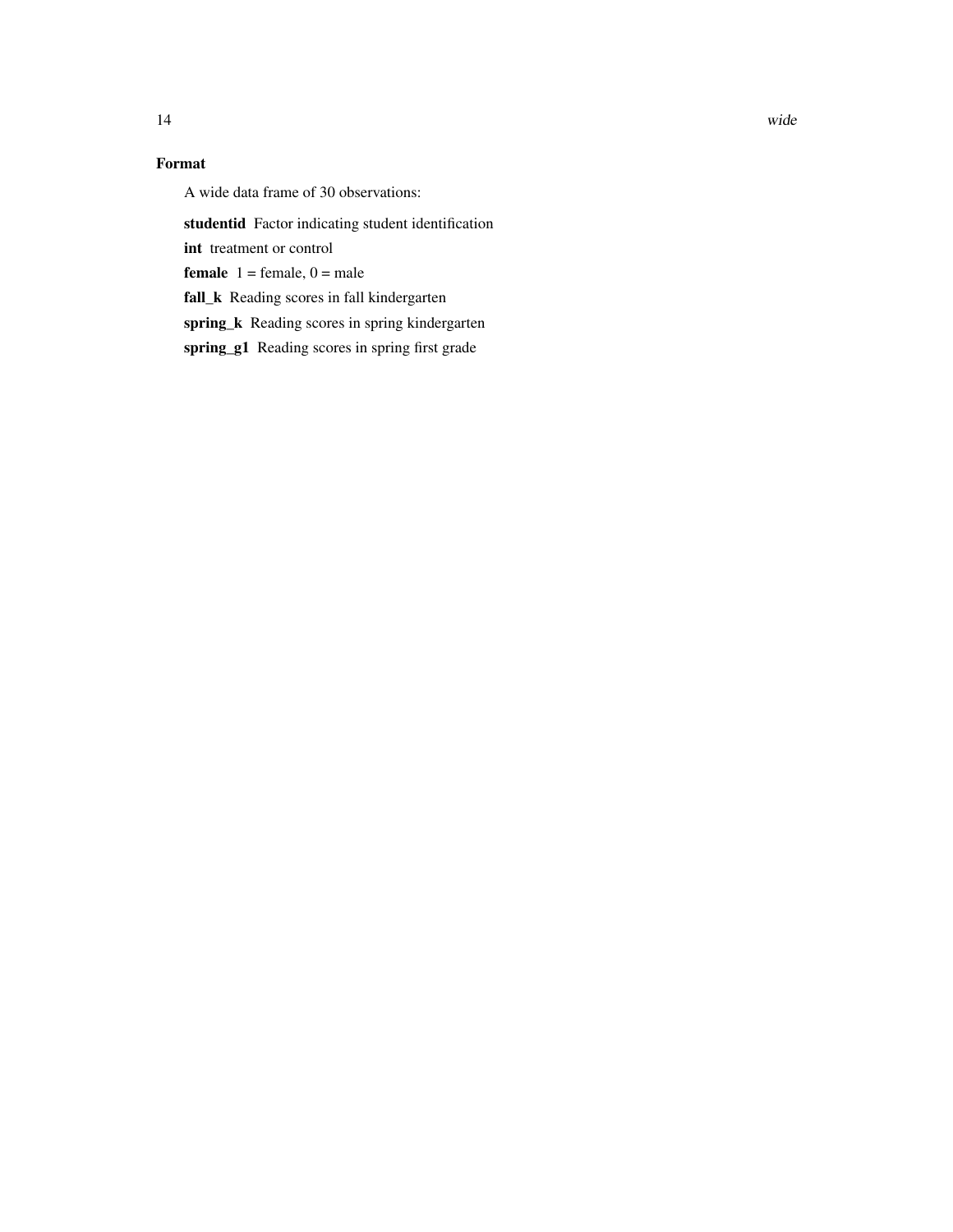### Format

A wide data frame of 30 observations:

**studentid** Factor indicating student identification

**int** treatment or control

**female** 1 = female, 0 = male

**fall_k** Reading scores in fall kindergarten

**spring_k** Reading scores in spring kindergarten

**spring_g1** Reading scores in spring first grade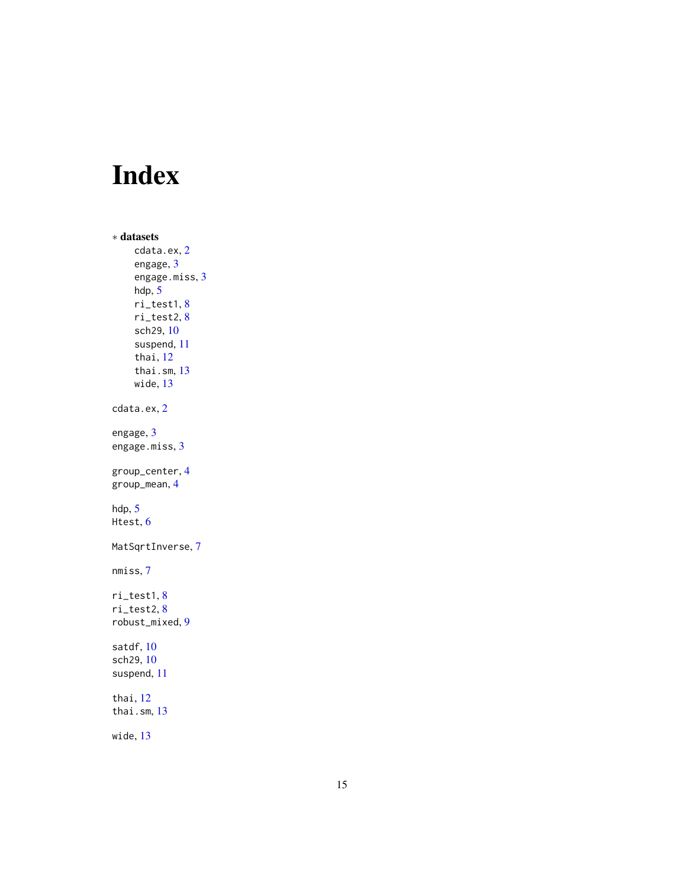# Index

∗ **datasets**
  cdata.ex, 2
  engage, 3
  engage.miss, 3
  hdp, 5
  ri_test1, 8
  ri_test2, 8
  sch29, 10
  suspend, 11
  thai, 12
  thai.sm, 13
  wide, 13

cdata.ex, 2

engage, 3
engage.miss, 3

group_center, 4
group_mean, 4

hdp, 5
Htest, 6

MatSqrtInverse, 7

nmiss, 7

ri_test1, 8
ri_test2, 8
robust_mixed, 9

satdf, 10
sch29, 10
suspend, 11

thai, 12
thai.sm, 13

wide, 13